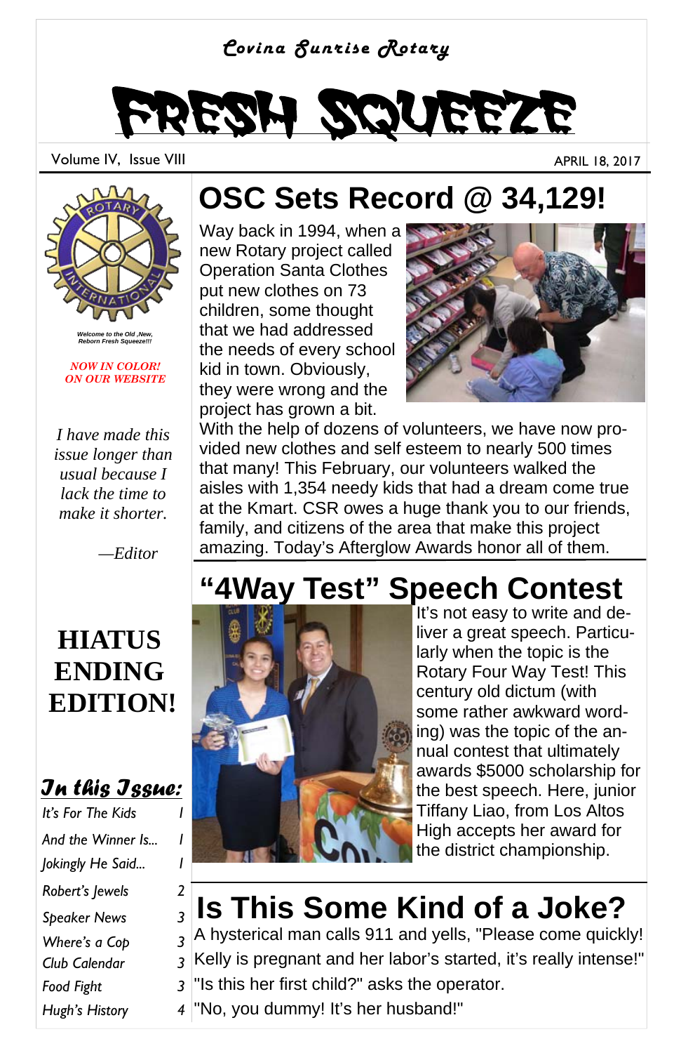Covina Sunrise Rotary

# FRESH SQUEEZE

Volume IV, Issue VIII

APRIL 18, 2017

*Welcome to the Old ,New, Reborn Fresh Squeeze!!!*

*NOW IN COLOR! ON OUR WEBSITE*

*I have made this issue longer than usual because I lack the time to make it shorter.*

*—Editor*

**HIATUS ENDING EDITION!**

### In this Issue:

| | |
|---|---|
| It's For The Kids | 1 |
| And the Winner Is... | 1 |
| Jokingly He Said... | 1 |
| Robert's Jewels | 2 |
| Speaker News | 3 |
| Where's a Cop | 3 |
| Club Calendar | 3 |
| Food Fight | 3 |
| Hugh's History | 4 |

## OSC Sets Record @ 34,129!

Way back in 1994, when a new Rotary project called Operation Santa Clothes put new clothes on 73 children, some thought that we had addressed the needs of every school kid in town. Obviously, they were wrong and the project has grown a bit. With the help of dozens of volunteers, we have now provided new clothes and self esteem to nearly 500 times that many! This February, our volunteers walked the aisles with 1,354 needy kids that had a dream come true at the Kmart. CSR owes a huge thank you to our friends, family, and citizens of the area that make this project amazing. Today's Afterglow Awards honor all of them.

## "4Way Test" Speech Contest

It's not easy to write and deliver a great speech. Particularly when the topic is the Rotary Four Way Test! This century old dictum (with some rather awkward wording) was the topic of the annual contest that ultimately awards $5000 scholarship for the best speech. Here, junior Tiffany Liao, from Los Altos High accepts her award for the district championship.

## Is This Some Kind of a Joke?

A hysterical man calls 911 and yells, "Please come quickly! Kelly is pregnant and her labor's started, it's really intense!"
"Is this her first child?" asks the operator.
"No, you dummy! It's her husband!"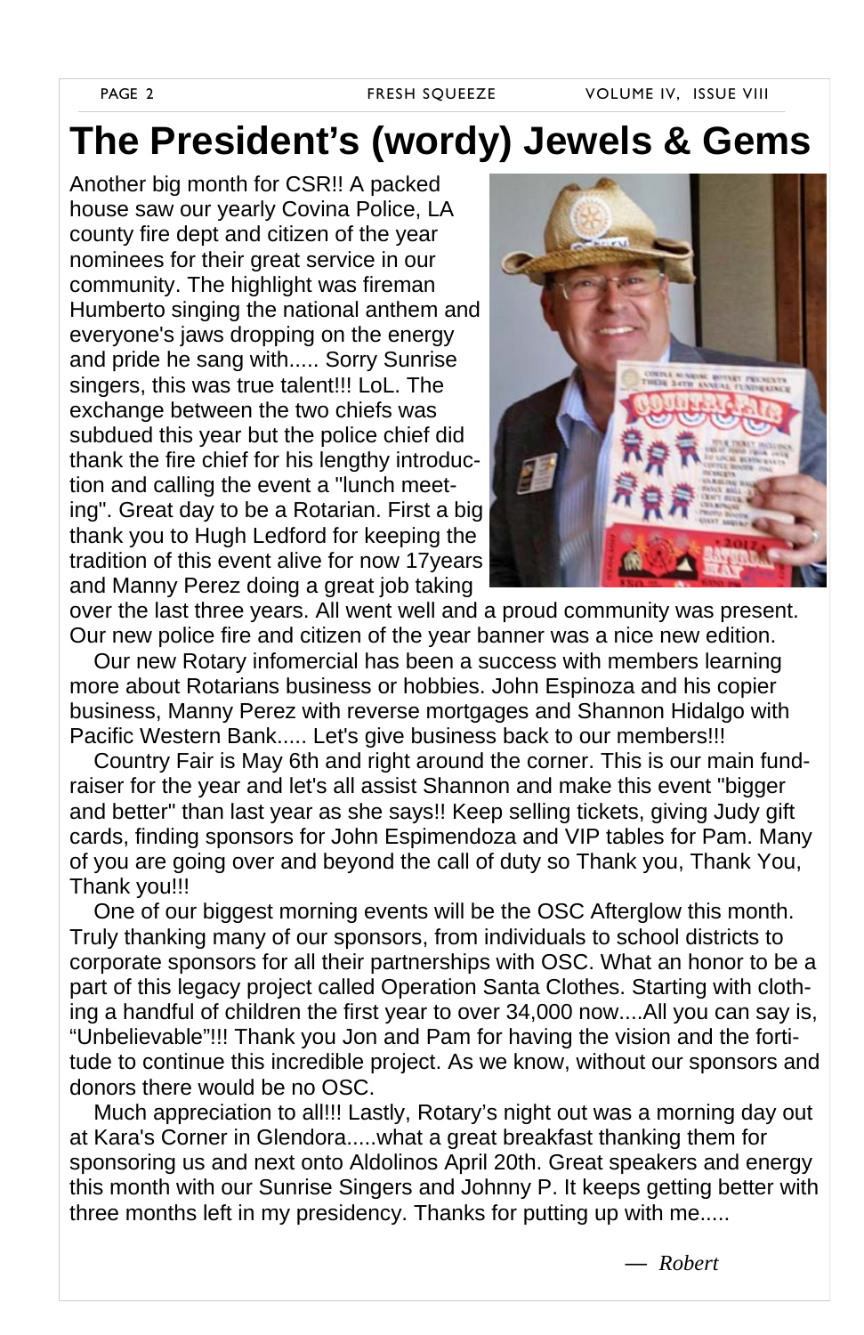# The President's (wordy) Jewels & Gems

Another big month for CSR!! A packed house saw our yearly Covina Police, LA county fire dept and citizen of the year nominees for their great service in our community. The highlight was fireman Humberto singing the national anthem and everyone's jaws dropping on the energy and pride he sang with..... Sorry Sunrise singers, this was true talent!!! LoL. The exchange between the two chiefs was subdued this year but the police chief did thank the fire chief for his lengthy introduction and calling the event a "lunch meeting". Great day to be a Rotarian. First a big thank you to Hugh Ledford for keeping the tradition of this event alive for now 17years and Manny Perez doing a great job taking over the last three years. All went well and a proud community was present. Our new police fire and citizen of the year banner was a nice new edition.

Our new Rotary infomercial has been a success with members learning more about Rotarians business or hobbies. John Espinoza and his copier business, Manny Perez with reverse mortgages and Shannon Hidalgo with Pacific Western Bank..... Let's give business back to our members!!!

Country Fair is May 6th and right around the corner. This is our main fundraiser for the year and let's all assist Shannon and make this event "bigger and better" than last year as she says!! Keep selling tickets, giving Judy gift cards, finding sponsors for John Espimendoza and VIP tables for Pam. Many of you are going over and beyond the call of duty so Thank you, Thank You, Thank you!!!

One of our biggest morning events will be the OSC Afterglow this month. Truly thanking many of our sponsors, from individuals to school districts to corporate sponsors for all their partnerships with OSC. What an honor to be a part of this legacy project called Operation Santa Clothes. Starting with clothing a handful of children the first year to over 34,000 now....All you can say is, "Unbelievable"!!! Thank you Jon and Pam for having the vision and the fortitude to continue this incredible project. As we know, without our sponsors and donors there would be no OSC.

Much appreciation to all!!! Lastly, Rotary's night out was a morning day out at Kara's Corner in Glendora.....what a great breakfast thanking them for sponsoring us and next onto Aldolinos April 20th. Great speakers and energy this month with our Sunrise Singers and Johnny P. It keeps getting better with three months left in my presidency. Thanks for putting up with me.....

— *Robert*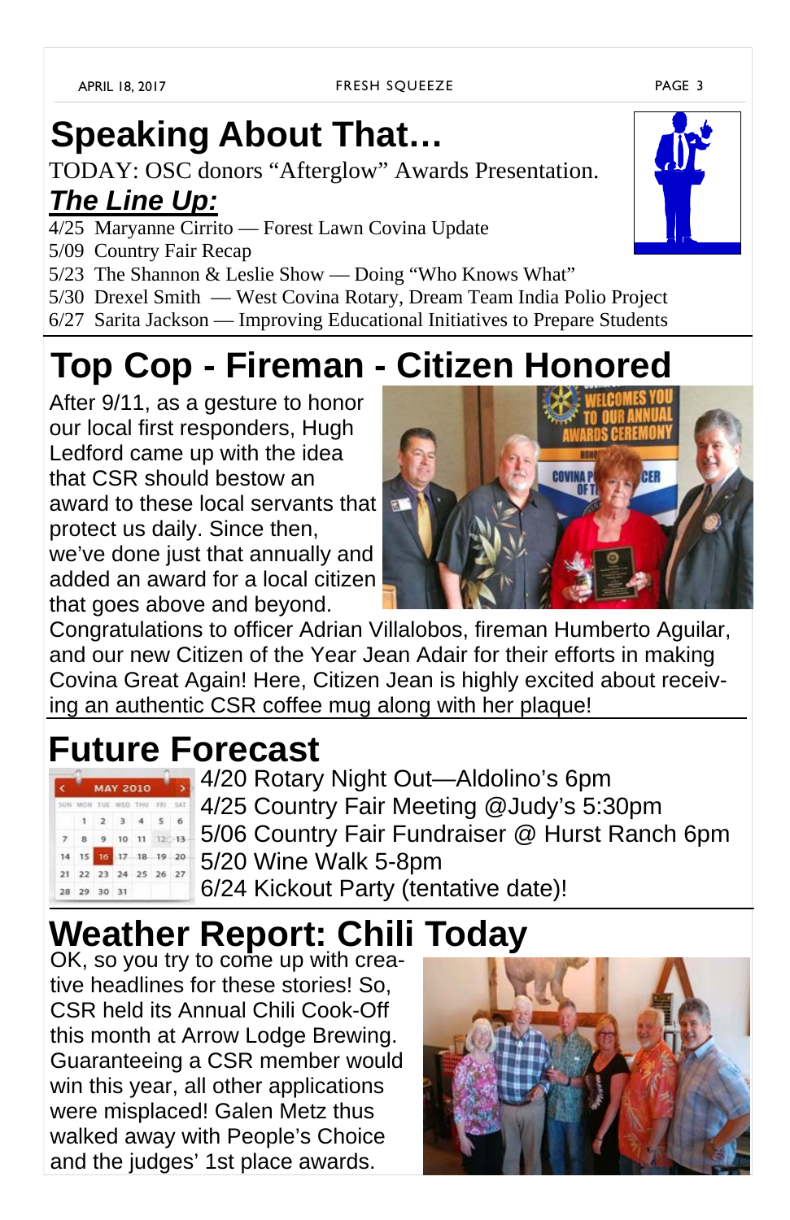# Speaking About That…

TODAY: OSC donors "Afterglow" Awards Presentation.

## *The Line Up:*

4/25 Maryanne Cirrito — Forest Lawn Covina Update
5/09 Country Fair Recap
5/23 The Shannon & Leslie Show — Doing "Who Knows What"
5/30 Drexel Smith — West Covina Rotary, Dream Team India Polio Project
6/27 Sarita Jackson — Improving Educational Initiatives to Prepare Students

# Top Cop - Fireman - Citizen Honored

After 9/11, as a gesture to honor our local first responders, Hugh Ledford came up with the idea that CSR should bestow an award to these local servants that protect us daily. Since then, we've done just that annually and added an award for a local citizen that goes above and beyond.

Congratulations to officer Adrian Villalobos, fireman Humberto Aguilar, and our new Citizen of the Year Jean Adair for their efforts in making Covina Great Again! Here, Citizen Jean is highly excited about receiving an authentic CSR coffee mug along with her plaque!

# Future Forecast

4/20 Rotary Night Out—Aldolino's 6pm
4/25 Country Fair Meeting @Judy's 5:30pm
5/06 Country Fair Fundraiser @ Hurst Ranch 6pm
5/20 Wine Walk 5-8pm
6/24 Kickout Party (tentative date)!

# Weather Report: Chili Today

OK, so you try to come up with creative headlines for these stories! So, CSR held its Annual Chili Cook-Off this month at Arrow Lodge Brewing. Guaranteeing a CSR member would win this year, all other applications were misplaced! Galen Metz thus walked away with People's Choice and the judges' 1st place awards.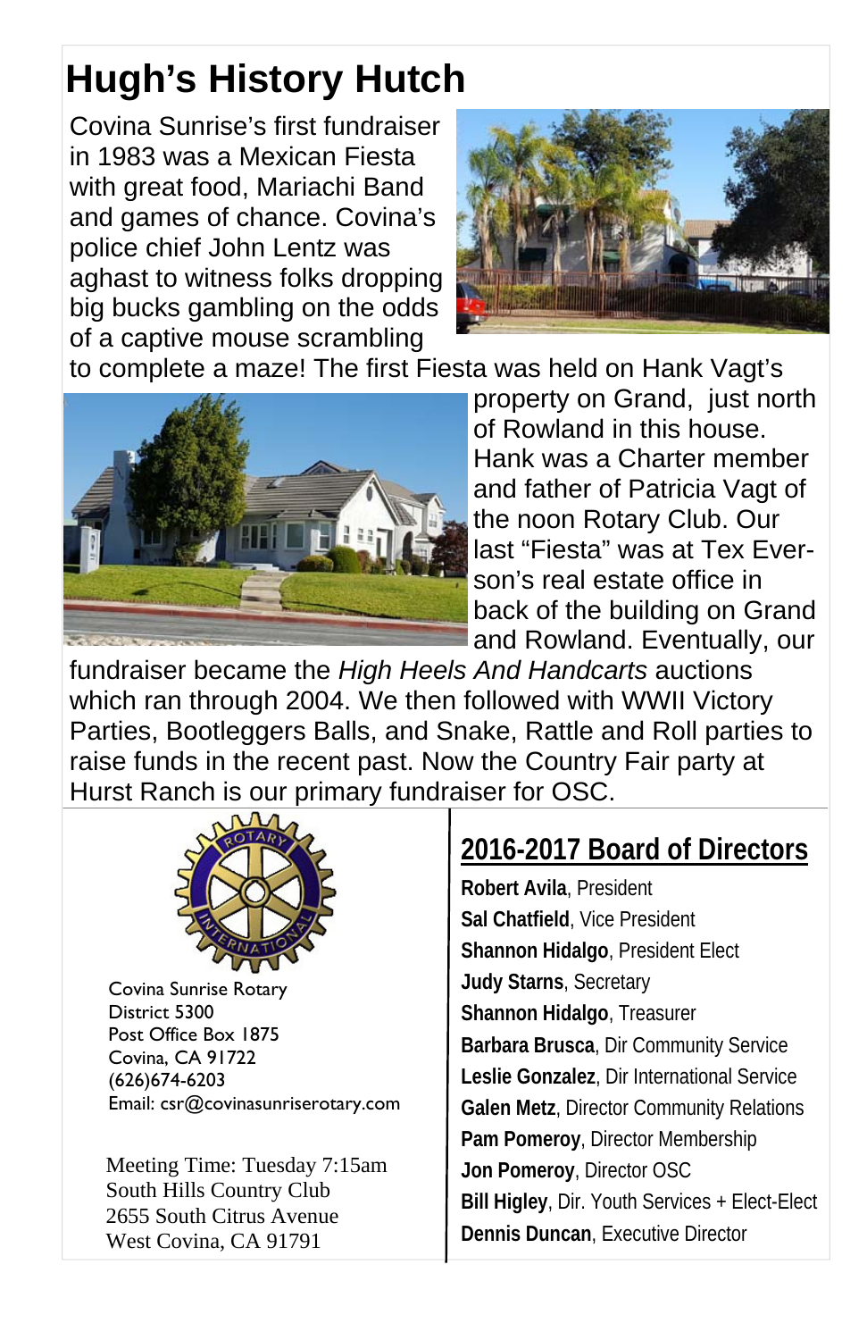# Hugh's History Hutch

Covina Sunrise's first fundraiser in 1983 was a Mexican Fiesta with great food, Mariachi Band and games of chance. Covina's police chief John Lentz was aghast to witness folks dropping big bucks gambling on the odds of a captive mouse scrambling to complete a maze! The first Fiesta was held on Hank Vagt's property on Grand, just north of Rowland in this house. Hank was a Charter member and father of Patricia Vagt of the noon Rotary Club. Our last "Fiesta" was at Tex Everson's real estate office in back of the building on Grand and Rowland. Eventually, our fundraiser became the *High Heels And Handcarts* auctions which ran through 2004. We then followed with WWII Victory Parties, Bootleggers Balls, and Snake, Rattle and Roll parties to raise funds in the recent past. Now the Country Fair party at Hurst Ranch is our primary fundraiser for OSC.

Covina Sunrise Rotary
District 5300
Post Office Box 1875
Covina, CA 91722
(626)674-6203
Email: csr@covinasunriserotary.com

Meeting Time: Tuesday 7:15am
South Hills Country Club
2655 South Citrus Avenue
West Covina, CA 91791

## 2016-2017 Board of Directors

**Robert Avila**, President
**Sal Chatfield**, Vice President
**Shannon Hidalgo**, President Elect
**Judy Starns**, Secretary
**Shannon Hidalgo**, Treasurer
**Barbara Brusca**, Dir Community Service
**Leslie Gonzalez**, Dir International Service
**Galen Metz**, Director Community Relations
**Pam Pomeroy**, Director Membership
**Jon Pomeroy**, Director OSC
**Bill Higley**, Dir. Youth Services + Elect-Elect
**Dennis Duncan**, Executive Director